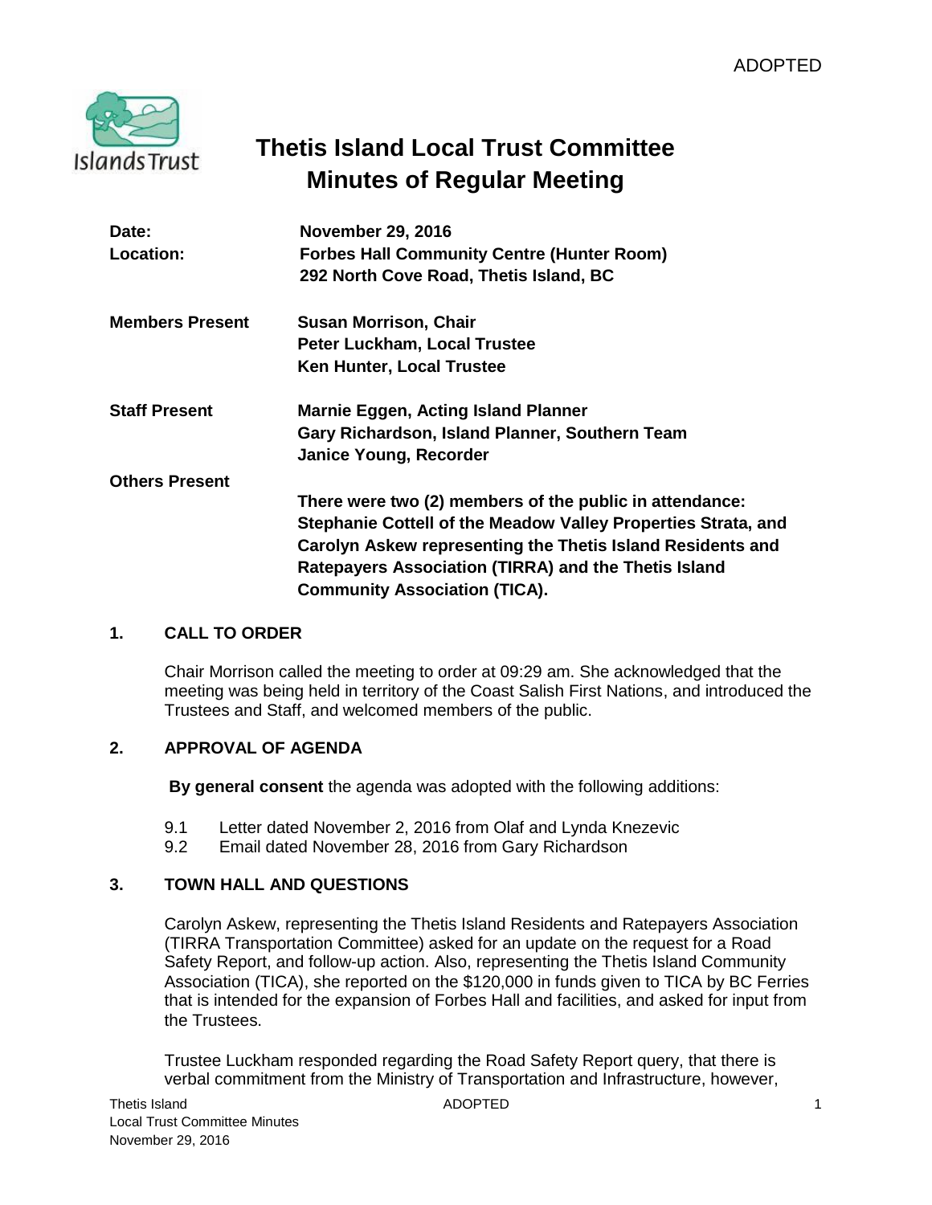ADOPTED

# Thetis Island Local Trust Committee
# Minutes of Regular Meeting

| | |
|---|---|
| **Date:** | **November 29, 2016** |
| **Location:** | **Forbes Hall Community Centre (Hunter Room)**<br>**292 North Cove Road, Thetis Island, BC** |
| **Members Present** | **Susan Morrison, Chair**<br>**Peter Luckham, Local Trustee**<br>**Ken Hunter, Local Trustee** |
| **Staff Present** | **Marnie Eggen, Acting Island Planner**<br>**Gary Richardson, Island Planner, Southern Team**<br>**Janice Young, Recorder** |
| **Others Present** | **There were two (2) members of the public in attendance: Stephanie Cottell of the Meadow Valley Properties Strata, and Carolyn Askew representing the Thetis Island Residents and Ratepayers Association (TIRRA) and the Thetis Island Community Association (TICA).** |

## 1. CALL TO ORDER

Chair Morrison called the meeting to order at 09:29 am. She acknowledged that the meeting was being held in territory of the Coast Salish First Nations, and introduced the Trustees and Staff, and welcomed members of the public.

## 2. APPROVAL OF AGENDA

**By general consent** the agenda was adopted with the following additions:

9.1 Letter dated November 2, 2016 from Olaf and Lynda Knezevic
9.2 Email dated November 28, 2016 from Gary Richardson

## 3. TOWN HALL AND QUESTIONS

Carolyn Askew, representing the Thetis Island Residents and Ratepayers Association (TIRRA Transportation Committee) asked for an update on the request for a Road Safety Report, and follow-up action. Also, representing the Thetis Island Community Association (TICA), she reported on the $120,000 in funds given to TICA by BC Ferries that is intended for the expansion of Forbes Hall and facilities, and asked for input from the Trustees.

Trustee Luckham responded regarding the Road Safety Report query, that there is verbal commitment from the Ministry of Transportation and Infrastructure, however,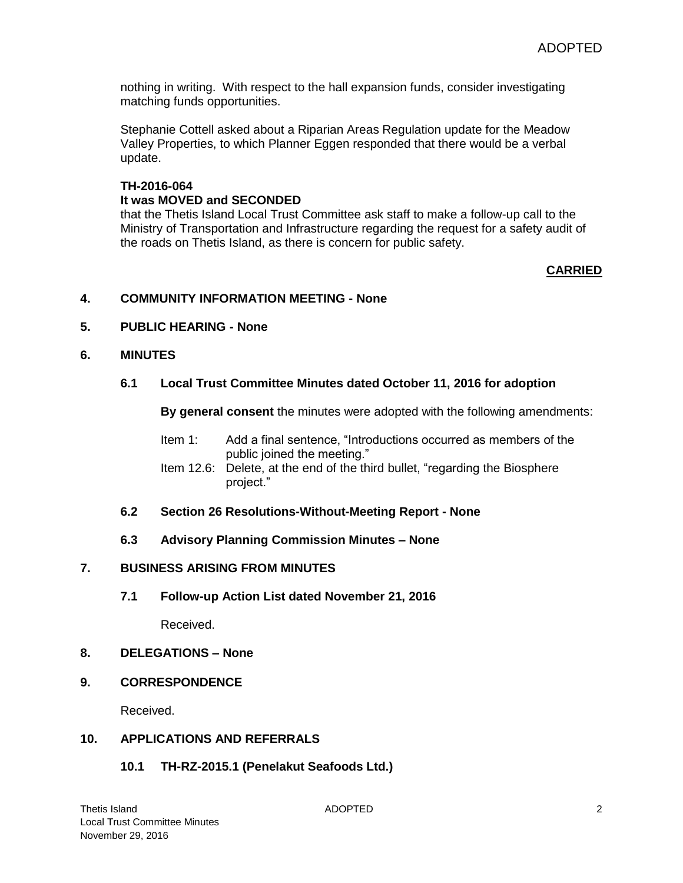nothing in writing. With respect to the hall expansion funds, consider investigating matching funds opportunities.

Stephanie Cottell asked about a Riparian Areas Regulation update for the Meadow Valley Properties, to which Planner Eggen responded that there would be a verbal update.

**TH-2016-064**
**It was MOVED and SECONDED**
that the Thetis Island Local Trust Committee ask staff to make a follow-up call to the Ministry of Transportation and Infrastructure regarding the request for a safety audit of the roads on Thetis Island, as there is concern for public safety.

**CARRIED**

## 4. COMMUNITY INFORMATION MEETING - None

## 5. PUBLIC HEARING - None

## 6. MINUTES

### 6.1 Local Trust Committee Minutes dated October 11, 2016 for adoption

**By general consent** the minutes were adopted with the following amendments:

- Item 1: Add a final sentence, "Introductions occurred as members of the public joined the meeting."
- Item 12.6: Delete, at the end of the third bullet, "regarding the Biosphere project."

### 6.2 Section 26 Resolutions-Without-Meeting Report - None

### 6.3 Advisory Planning Commission Minutes – None

## 7. BUSINESS ARISING FROM MINUTES

### 7.1 Follow-up Action List dated November 21, 2016

Received.

## 8. DELEGATIONS – None

## 9. CORRESPONDENCE

Received.

## 10. APPLICATIONS AND REFERRALS

### 10.1 TH-RZ-2015.1 (Penelakut Seafoods Ltd.)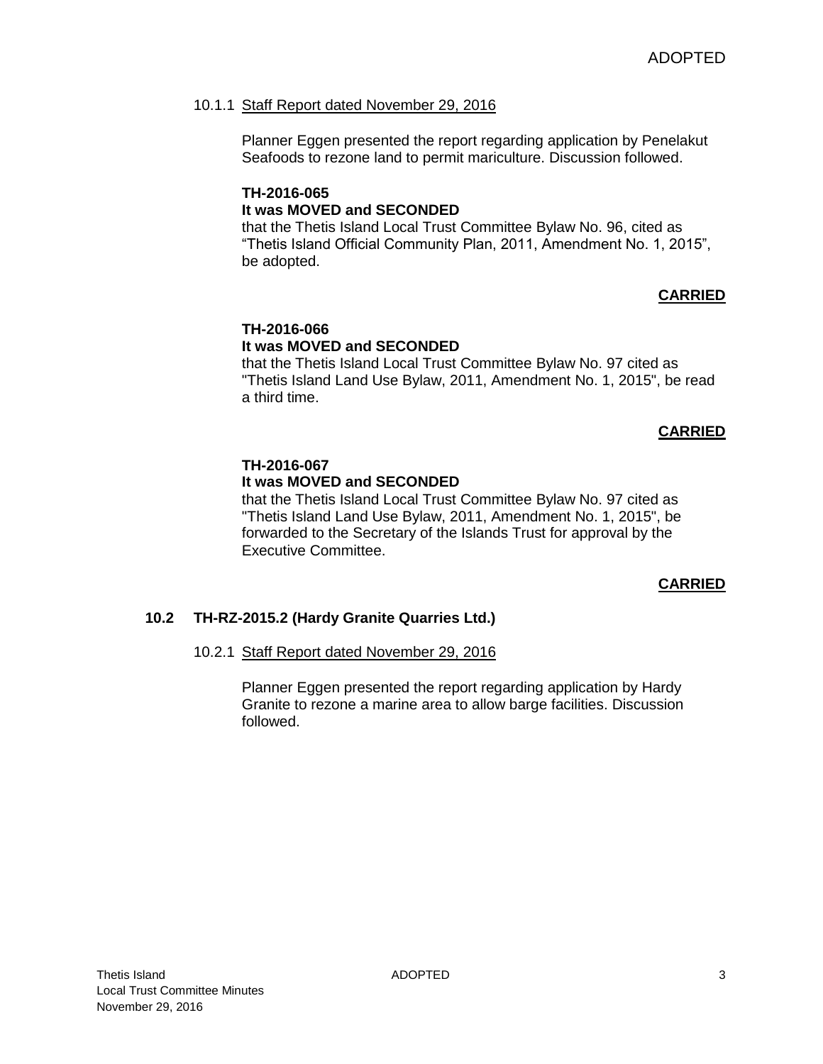10.1.1 Staff Report dated November 29, 2016

Planner Eggen presented the report regarding application by Penelakut Seafoods to rezone land to permit mariculture. Discussion followed.

**TH-2016-065**
**It was MOVED and SECONDED**
that the Thetis Island Local Trust Committee Bylaw No. 96, cited as "Thetis Island Official Community Plan, 2011, Amendment No. 1, 2015", be adopted.

**CARRIED**

**TH-2016-066**
**It was MOVED and SECONDED**
that the Thetis Island Local Trust Committee Bylaw No. 97 cited as "Thetis Island Land Use Bylaw, 2011, Amendment No. 1, 2015", be read a third time.

**CARRIED**

**TH-2016-067**
**It was MOVED and SECONDED**
that the Thetis Island Local Trust Committee Bylaw No. 97 cited as "Thetis Island Land Use Bylaw, 2011, Amendment No. 1, 2015", be forwarded to the Secretary of the Islands Trust for approval by the Executive Committee.

**CARRIED**

### 10.2 TH-RZ-2015.2 (Hardy Granite Quarries Ltd.)

10.2.1 Staff Report dated November 29, 2016

Planner Eggen presented the report regarding application by Hardy Granite to rezone a marine area to allow barge facilities. Discussion followed.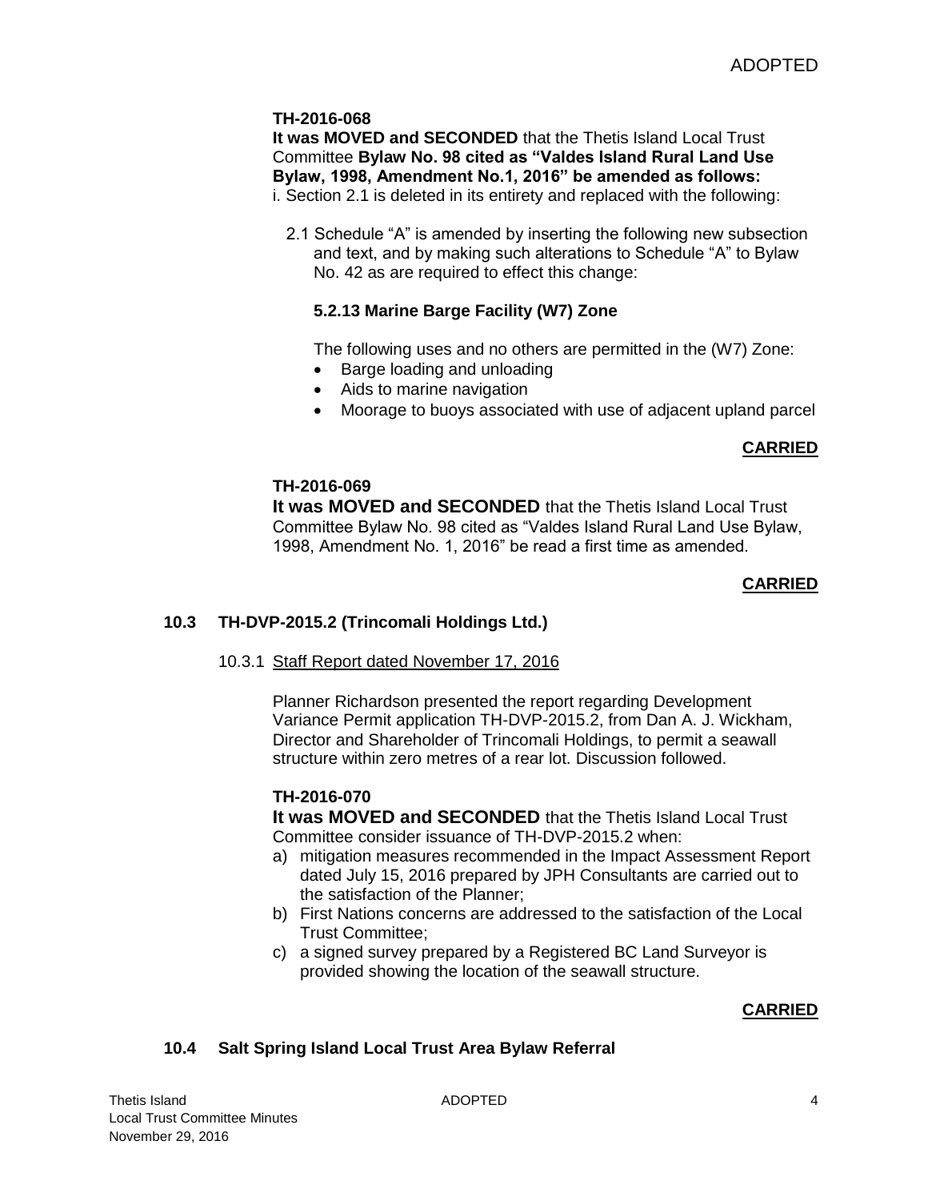**TH-2016-068**

**It was MOVED and SECONDED** that the Thetis Island Local Trust Committee **Bylaw No. 98 cited as "Valdes Island Rural Land Use Bylaw, 1998, Amendment No.1, 2016" be amended as follows:**

i. Section 2.1 is deleted in its entirety and replaced with the following:

2.1 Schedule "A" is amended by inserting the following new subsection and text, and by making such alterations to Schedule "A" to Bylaw No. 42 as are required to effect this change:

**5.2.13 Marine Barge Facility (W7) Zone**

The following uses and no others are permitted in the (W7) Zone:

- Barge loading and unloading
- Aids to marine navigation
- Moorage to buoys associated with use of adjacent upland parcel

**CARRIED**

**TH-2016-069**

**It was MOVED and SECONDED** that the Thetis Island Local Trust Committee Bylaw No. 98 cited as "Valdes Island Rural Land Use Bylaw, 1998, Amendment No. 1, 2016" be read a first time as amended.

**CARRIED**

## 10.3 TH-DVP-2015.2 (Trincomali Holdings Ltd.)

10.3.1 Staff Report dated November 17, 2016

Planner Richardson presented the report regarding Development Variance Permit application TH-DVP-2015.2, from Dan A. J. Wickham, Director and Shareholder of Trincomali Holdings, to permit a seawall structure within zero metres of a rear lot. Discussion followed.

**TH-2016-070**

**It was MOVED and SECONDED** that the Thetis Island Local Trust Committee consider issuance of TH-DVP-2015.2 when:

a) mitigation measures recommended in the Impact Assessment Report dated July 15, 2016 prepared by JPH Consultants are carried out to the satisfaction of the Planner;
b) First Nations concerns are addressed to the satisfaction of the Local Trust Committee;
c) a signed survey prepared by a Registered BC Land Surveyor is provided showing the location of the seawall structure.

**CARRIED**

## 10.4 Salt Spring Island Local Trust Area Bylaw Referral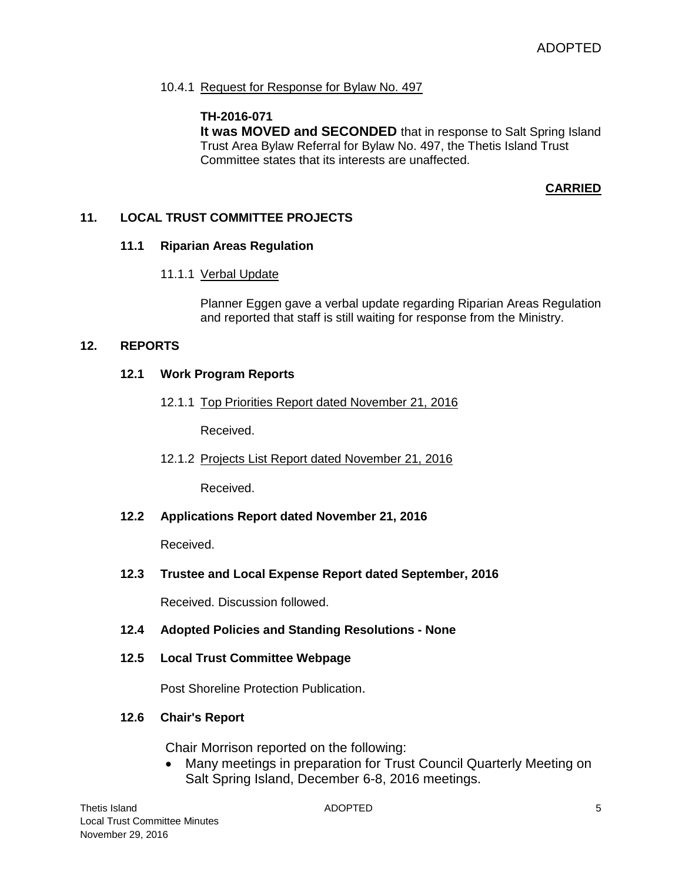10.4.1 Request for Response for Bylaw No. 497

**TH-2016-071**
**It was MOVED and SECONDED** that in response to Salt Spring Island Trust Area Bylaw Referral for Bylaw No. 497, the Thetis Island Trust Committee states that its interests are unaffected.

**CARRIED**

## 11. LOCAL TRUST COMMITTEE PROJECTS

### 11.1 Riparian Areas Regulation

11.1.1 Verbal Update

Planner Eggen gave a verbal update regarding Riparian Areas Regulation and reported that staff is still waiting for response from the Ministry.

## 12. REPORTS

### 12.1 Work Program Reports

12.1.1 Top Priorities Report dated November 21, 2016

Received.

12.1.2 Projects List Report dated November 21, 2016

Received.

### 12.2 Applications Report dated November 21, 2016

Received.

### 12.3 Trustee and Local Expense Report dated September, 2016

Received. Discussion followed.

### 12.4 Adopted Policies and Standing Resolutions - None

### 12.5 Local Trust Committee Webpage

Post Shoreline Protection Publication.

### 12.6 Chair's Report

Chair Morrison reported on the following:

- Many meetings in preparation for Trust Council Quarterly Meeting on Salt Spring Island, December 6-8, 2016 meetings.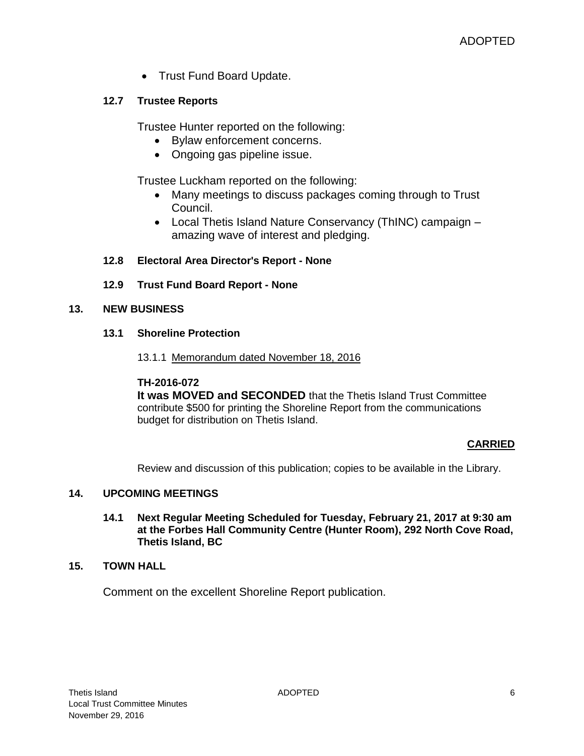- Trust Fund Board Update.

### 12.7 Trustee Reports

Trustee Hunter reported on the following:

- Bylaw enforcement concerns.
- Ongoing gas pipeline issue.

Trustee Luckham reported on the following:

- Many meetings to discuss packages coming through to Trust Council.
- Local Thetis Island Nature Conservancy (ThINC) campaign – amazing wave of interest and pledging.

### 12.8 Electoral Area Director's Report - None

### 12.9 Trust Fund Board Report - None

## 13. NEW BUSINESS

### 13.1 Shoreline Protection

13.1.1 Memorandum dated November 18, 2016

**TH-2016-072**

**It was MOVED and SECONDED** that the Thetis Island Trust Committee contribute $500 for printing the Shoreline Report from the communications budget for distribution on Thetis Island.

**CARRIED**

Review and discussion of this publication; copies to be available in the Library.

## 14. UPCOMING MEETINGS

### 14.1 Next Regular Meeting Scheduled for Tuesday, February 21, 2017 at 9:30 am at the Forbes Hall Community Centre (Hunter Room), 292 North Cove Road, Thetis Island, BC

## 15. TOWN HALL

Comment on the excellent Shoreline Report publication.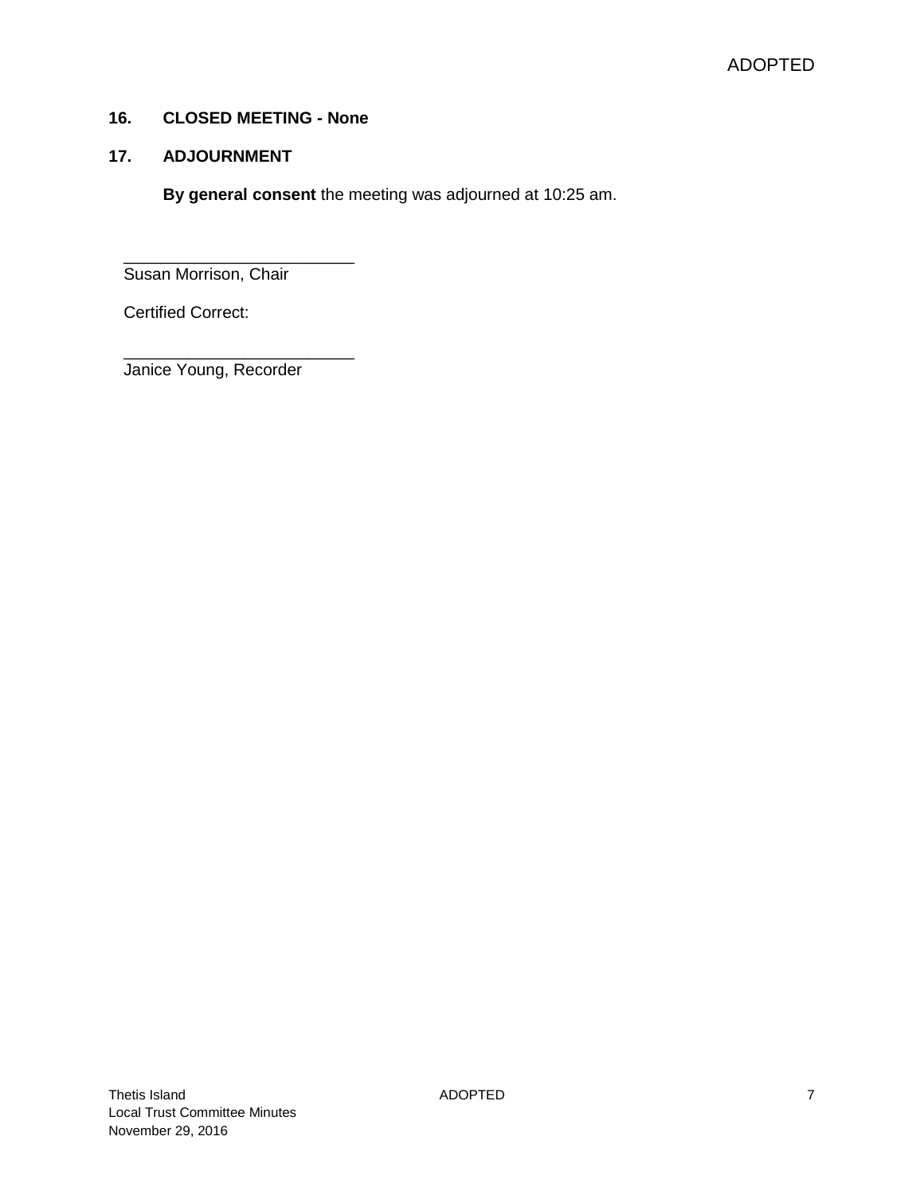### 16. CLOSED MEETING - None

### 17. ADJOURNMENT

**By general consent** the meeting was adjourned at 10:25 am.

\_\_\_\_\_\_\_\_\_\_\_\_\_\_\_\_\_\_\_\_\_\_\_\_\_

Susan Morrison, Chair

Certified Correct:

\_\_\_\_\_\_\_\_\_\_\_\_\_\_\_\_\_\_\_\_\_\_\_\_\_

Janice Young, Recorder